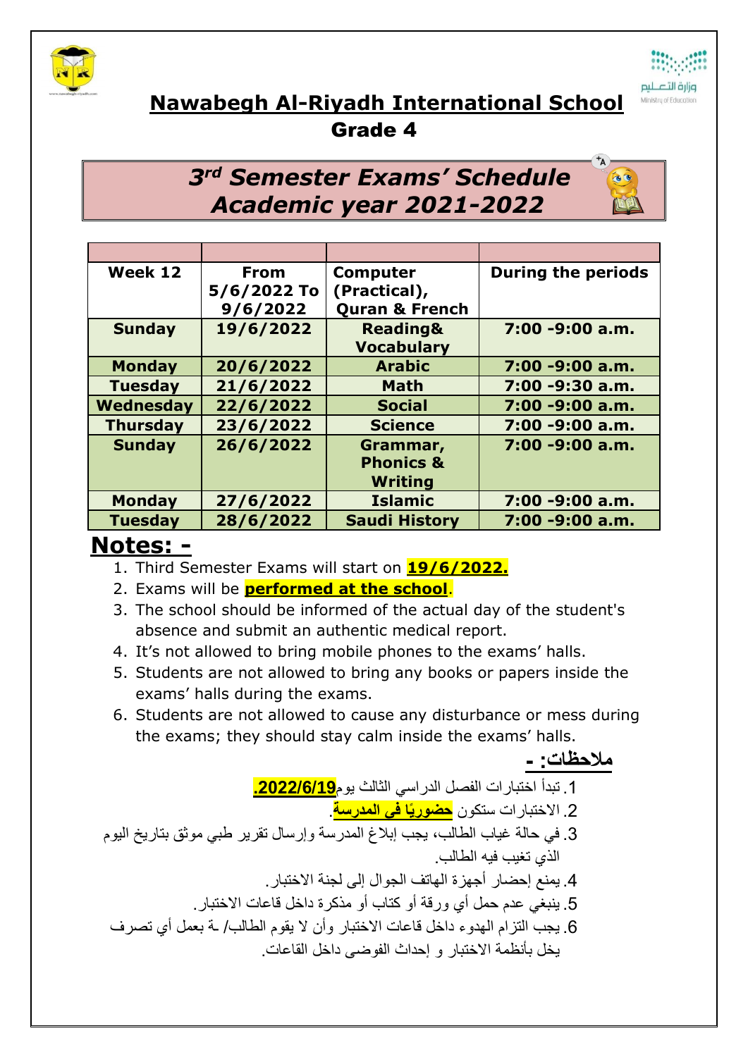# Nawabegh Al-Riyadh International School

## Grade 4

## $3^{rd}$ Semester Exams' Schedule Academic year 2021-2022

| | | | |
|---|---|---|---|
| **Week 12** | **From 5/6/2022 To 9/6/2022** | **Computer (Practical), Quran & French** | **During the periods** |
| **Sunday** | **19/6/2022** | **Reading& Vocabulary** | **7:00 -9:00 a.m.** |
| **Monday** | **20/6/2022** | **Arabic** | **7:00 -9:00 a.m.** |
| **Tuesday** | **21/6/2022** | **Math** | **7:00 -9:30 a.m.** |
| **Wednesday** | **22/6/2022** | **Social** | **7:00 -9:00 a.m.** |
| **Thursday** | **23/6/2022** | **Science** | **7:00 -9:00 a.m.** |
| **Sunday** | **26/6/2022** | **Grammar, Phonics & Writing** | **7:00 -9:00 a.m.** |
| **Monday** | **27/6/2022** | **Islamic** | **7:00 -9:00 a.m.** |
| **Tuesday** | **28/6/2022** | **Saudi History** | **7:00 -9:00 a.m.** |

## Notes: -

1. Third Semester Exams will start on **19/6/2022.**
2. Exams will be **performed at the school**.
3. The school should be informed of the actual day of the student's absence and submit an authentic medical report.
4. It's not allowed to bring mobile phones to the exams' halls.
5. Students are not allowed to bring any books or papers inside the exams' halls during the exams.
6. Students are not allowed to cause any disturbance or mess during the exams; they should stay calm inside the exams' halls.

## ملاحظات: -

1. تبدأ اختبارات الفصل الدراسي الثالث يوم**2022/6/19.**
2. الاختبارات ستكون **حضوريًا في المدرسة**.
3. في حالة غياب الطالب، يجب إبلاغ المدرسة وإرسال تقرير طبي موثق بتاريخ اليوم الذي تغيب فيه الطالب.
4. يمنع إحضار أجهزة الهاتف الجوال إلى لجنة الاختبار.
5. ينبغي عدم حمل أي ورقة أو كتاب أو مذكرة داخل قاعات الاختبار.
6. يجب التزام الهدوء داخل قاعات الاختبار وأن لا يقوم الطالب/ ـة بعمل أي تصرف يخل بأنظمة الاختبار و إحداث الفوضى داخل القاعات.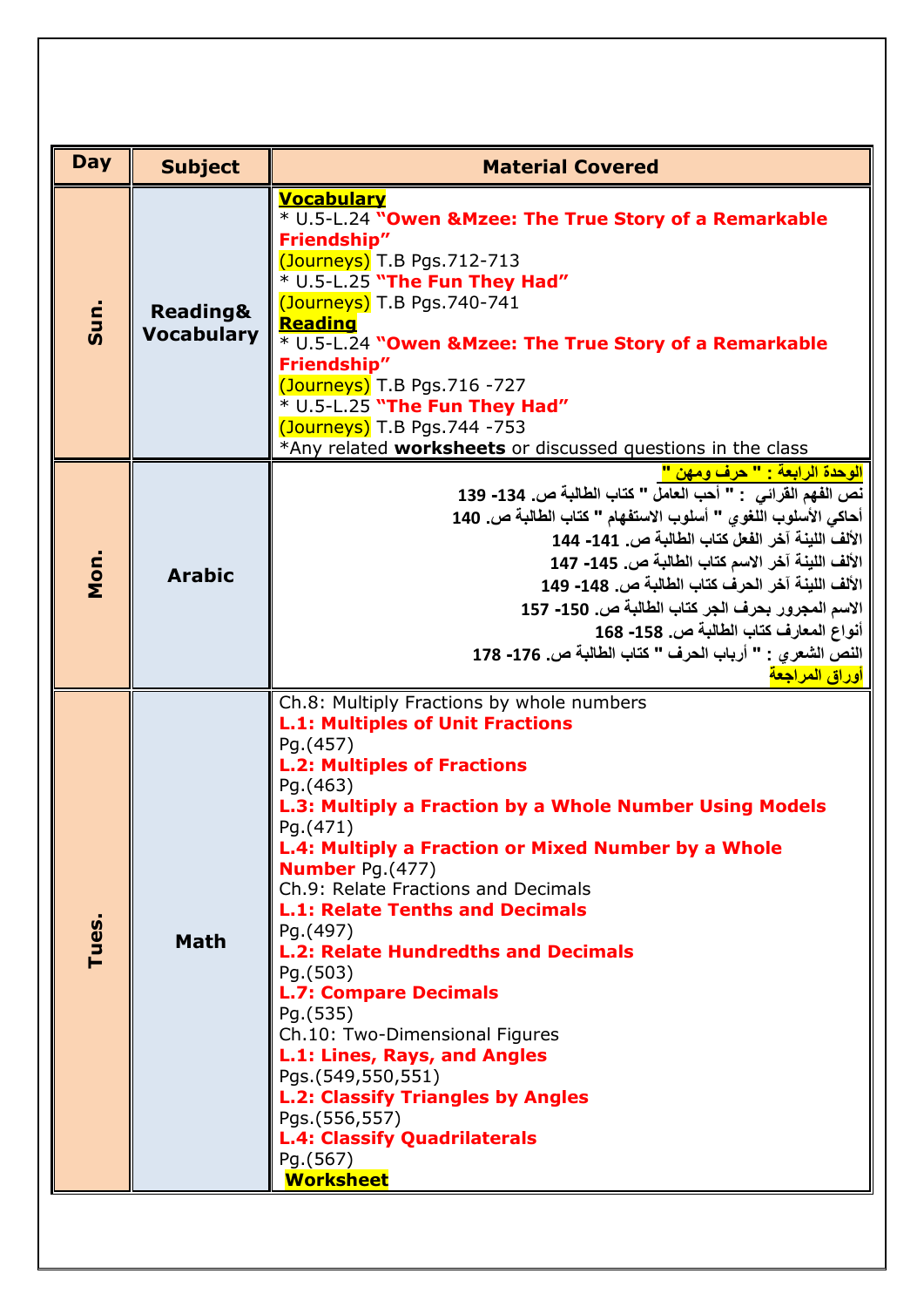| Day | Subject | Material Covered |
|---|---|---|
| Sun. | Reading& Vocabulary | **Vocabulary**<br>* U.5-L.24 **"Owen &Mzee: The True Story of a Remarkable Friendship"**<br>(Journeys) T.B Pgs.712-713<br>* U.5-L.25 **"The Fun They Had"**<br>(Journeys) T.B Pgs.740-741<br>**Reading**<br>* U.5-L.24 **"Owen &Mzee: The True Story of a Remarkable Friendship"**<br>(Journeys) T.B Pgs.716 -727<br>* U.5-L.25 **"The Fun They Had"**<br>(Journeys) T.B Pgs.744 -753<br>*Any related **worksheets** or discussed questions in the class |
| Mon. | Arabic | **الوحدة الرابعة : " حرف ومهن "**<br>نص الفهم القرائي : " أحب العامل " كتاب الطالبة ص. 134- 139<br>أحاكي الأسلوب اللغوي " أسلوب الاستفهام " كتاب الطالبة ص. 140<br>الألف اللينة آخر الفعل كتاب الطالبة ص. 141- 144<br>الألف اللينة آخر الاسم كتاب الطالبة ص. 145- 147<br>الألف اللينة آخر الحرف كتاب الطالبة ص. 148- 149<br>الاسم المجرور بحرف الجر كتاب الطالبة ص. 150- 157<br>أنواع المعارف كتاب الطالبة ص. 158- 168<br>النص الشعري : " أرباب الحرف " كتاب الطالبة ص. 176- 178<br>**أوراق المراجعة** |
| Tues. | Math | Ch.8: Multiply Fractions by whole numbers<br>**L.1: Multiples of Unit Fractions**<br>Pg.(457)<br>**L.2: Multiples of Fractions**<br>Pg.(463)<br>**L.3: Multiply a Fraction by a Whole Number Using Models**<br>Pg.(471)<br>**L.4: Multiply a Fraction or Mixed Number by a Whole Number** Pg.(477)<br>Ch.9: Relate Fractions and Decimals<br>**L.1: Relate Tenths and Decimals**<br>Pg.(497)<br>**L.2: Relate Hundredths and Decimals**<br>Pg.(503)<br>**L.7: Compare Decimals**<br>Pg.(535)<br>Ch.10: Two-Dimensional Figures<br>**L.1: Lines, Rays, and Angles**<br>Pgs.(549,550,551)<br>**L.2: Classify Triangles by Angles**<br>Pgs.(556,557)<br>**L.4: Classify Quadrilaterals**<br>Pg.(567)<br>**Worksheet** |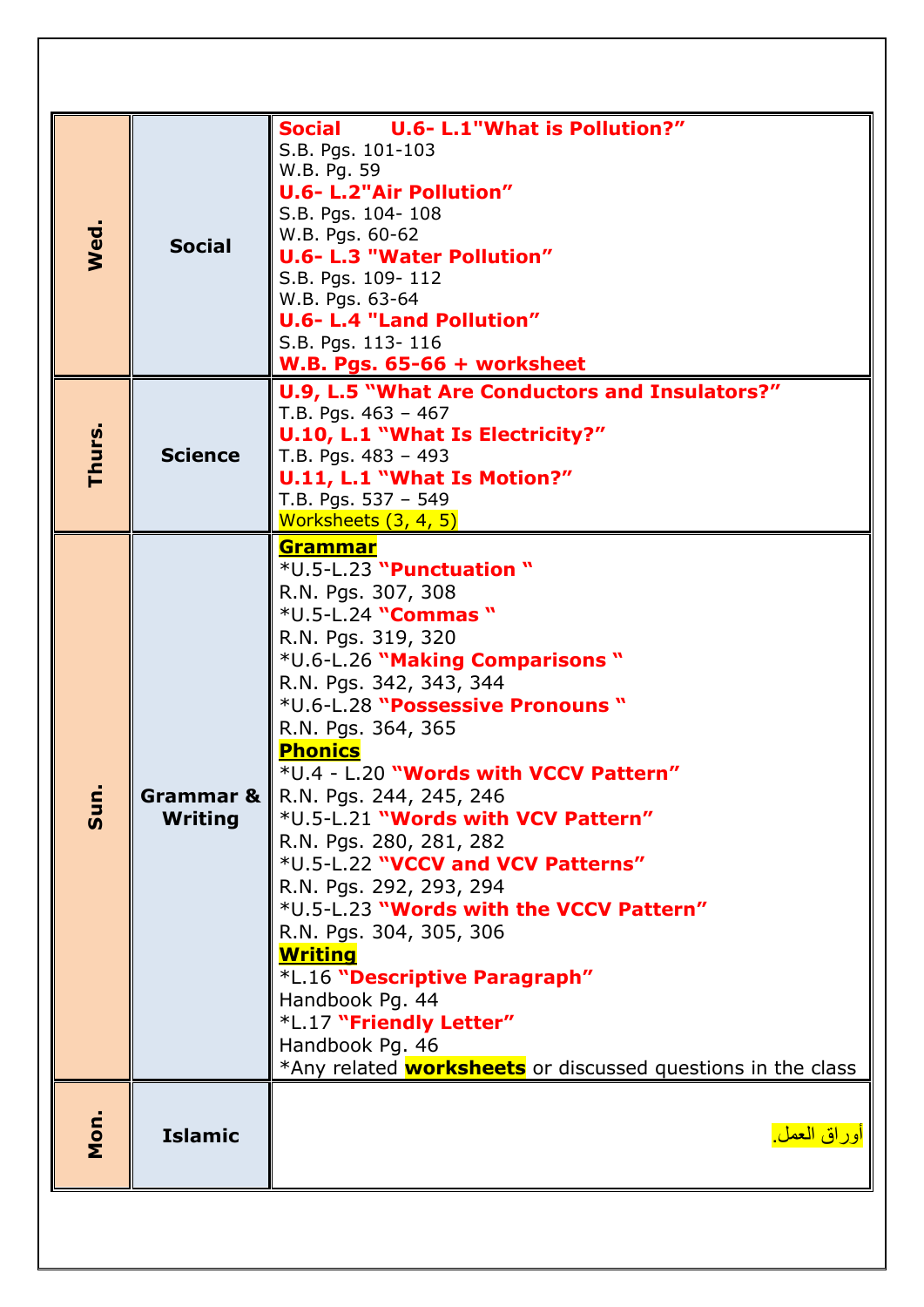| | | |
|---|---|---|
| **Wed.** | **Social** | **Social U.6- L.1"What is Pollution?"**<br>S.B. Pgs. 101-103<br>W.B. Pg. 59<br>**U.6- L.2"Air Pollution"**<br>S.B. Pgs. 104- 108<br>W.B. Pgs. 60-62<br>**U.6- L.3 "Water Pollution"**<br>S.B. Pgs. 109- 112<br>W.B. Pgs. 63-64<br>**U.6- L.4 "Land Pollution"**<br>S.B. Pgs. 113- 116<br>**W.B. Pgs. 65-66 + worksheet** |
| **Thurs.** | **Science** | **U.9, L.5 "What Are Conductors and Insulators?"**<br>T.B. Pgs. 463 – 467<br>**U.10, L.1 "What Is Electricity?"**<br>T.B. Pgs. 483 – 493<br>**U.11, L.1 "What Is Motion?"**<br>T.B. Pgs. 537 – 549<br>Worksheets (3, 4, 5) |
| **Sun.** | **Grammar & Writing** | **Grammar**<br>*U.5-L.23 **"Punctuation "**<br>R.N. Pgs. 307, 308<br>*U.5-L.24 **"Commas "**<br>R.N. Pgs. 319, 320<br>*U.6-L.26 **"Making Comparisons "**<br>R.N. Pgs. 342, 343, 344<br>*U.6-L.28 **"Possessive Pronouns "**<br>R.N. Pgs. 364, 365<br>**Phonics**<br>*U.4 - L.20 **"Words with VCCV Pattern"**<br>R.N. Pgs. 244, 245, 246<br>*U.5-L.21 **"Words with VCV Pattern"**<br>R.N. Pgs. 280, 281, 282<br>*U.5-L.22 **"VCCV and VCV Patterns"**<br>R.N. Pgs. 292, 293, 294<br>*U.5-L.23 **"Words with the VCCV Pattern"**<br>R.N. Pgs. 304, 305, 306<br>**Writing**<br>*L.16 **"Descriptive Paragraph"**<br>Handbook Pg. 44<br>*L.17 **"Friendly Letter"**<br>Handbook Pg. 46<br>*Any related **worksheets** or discussed questions in the class |
| **Mon.** | **Islamic** | أوراق العمل. |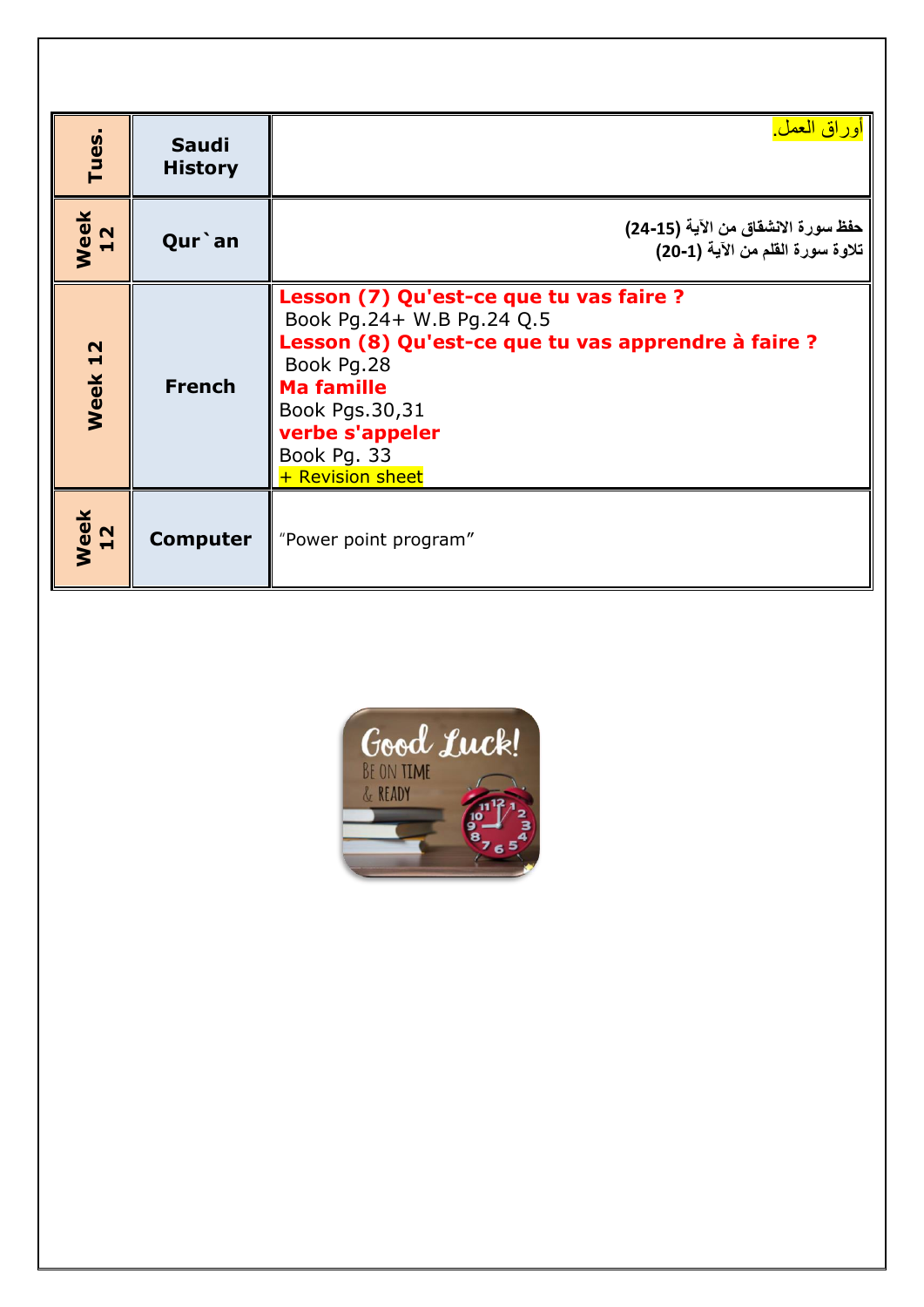| | | |
|---|---|---|
| Tues. | **Saudi History** | أوراق العمل. |
| Week 12 | **Qur`an** | **حفظ سورة الانشقاق من الآية (15-24)**<br>**تلاوة سورة القلم من الآية (1-20)** |
| Week 12 | **French** | **Lesson (7) Qu'est-ce que tu vas faire ?**<br>Book Pg.24+ W.B Pg.24 Q.5<br>**Lesson (8) Qu'est-ce que tu vas apprendre à faire ?**<br>Book Pg.28<br>**Ma famille**<br>Book Pgs.30,31<br>**verbe s'appeler**<br>Book Pg. 33<br>+ Revision sheet |
| Week 12 | **Computer** | "Power point program" |

Good Luck!
BE ON TIME
& READY